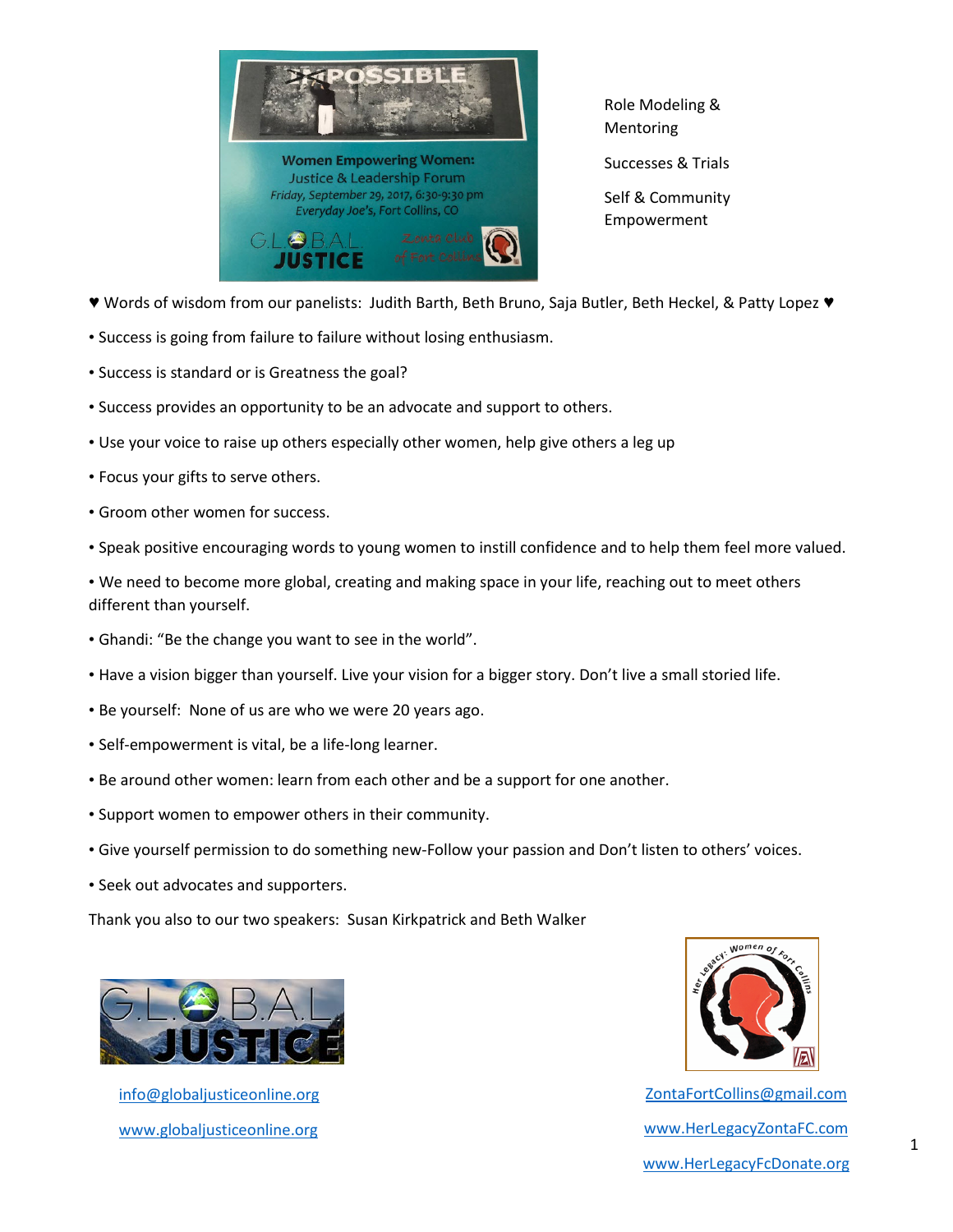Role Modeling & Mentoring

Successes & Trials

Self & Community Empowerment

♥ Words of wisdom from our panelists: Judith Barth, Beth Bruno, Saja Butler, Beth Heckel, & Patty Lopez ♥

- Success is going from failure to failure without losing enthusiasm.
- Success is standard or is Greatness the goal?
- Success provides an opportunity to be an advocate and support to others.
- Use your voice to raise up others especially other women, help give others a leg up
- Focus your gifts to serve others.
- Groom other women for success.
- Speak positive encouraging words to young women to instill confidence and to help them feel more valued.
- We need to become more global, creating and making space in your life, reaching out to meet others different than yourself.
- Ghandi: "Be the change you want to see in the world".
- Have a vision bigger than yourself. Live your vision for a bigger story. Don't live a small storied life.
- Be yourself: None of us are who we were 20 years ago.
- Self-empowerment is vital, be a life-long learner.
- Be around other women: learn from each other and be a support for one another.
- Support women to empower others in their community.
- Give yourself permission to do something new-Follow your passion and Don't listen to others' voices.
- Seek out advocates and supporters.

Thank you also to our two speakers: Susan Kirkpatrick and Beth Walker

info@globaljusticeonline.org

www.globaljusticeonline.org

ZontaFortCollins@gmail.com

www.HerLegacyZontaFC.com

www.HerLegacyFcDonate.org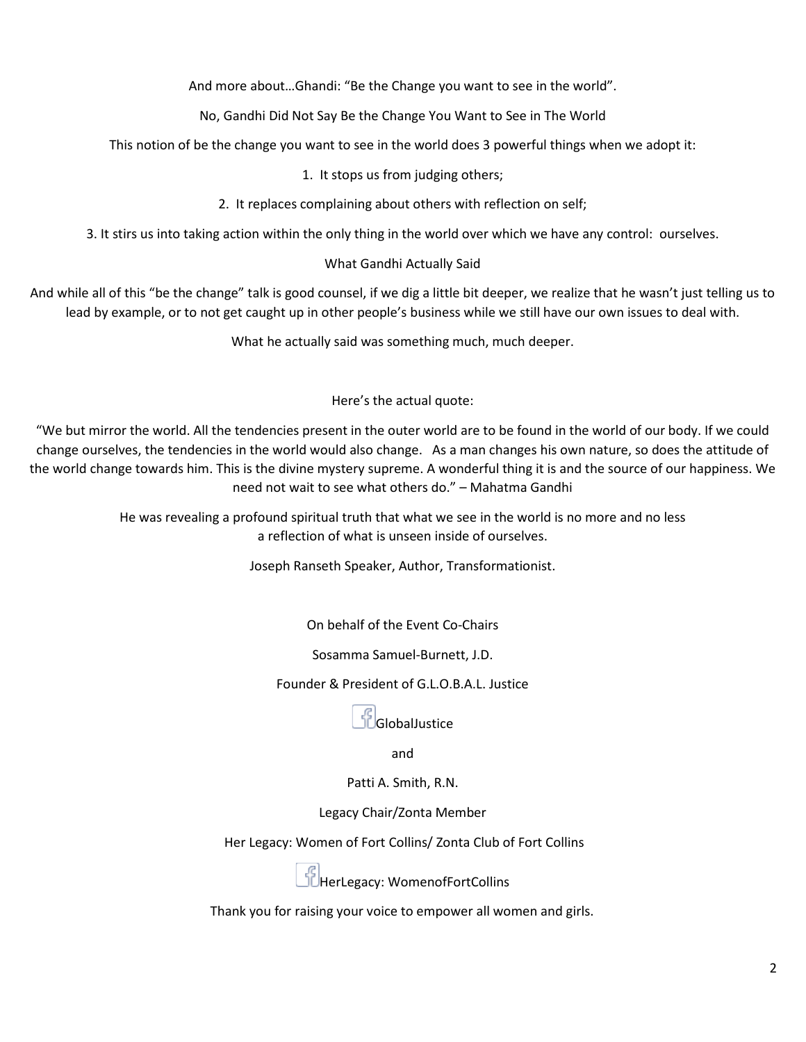And more about…Ghandi: “Be the Change you want to see in the world”.

No, Gandhi Did Not Say Be the Change You Want to See in The World

This notion of be the change you want to see in the world does 3 powerful things when we adopt it:

1. It stops us from judging others;
2. It replaces complaining about others with reflection on self;
3. It stirs us into taking action within the only thing in the world over which we have any control: ourselves.

What Gandhi Actually Said

And while all of this “be the change” talk is good counsel, if we dig a little bit deeper, we realize that he wasn’t just telling us to lead by example, or to not get caught up in other people’s business while we still have our own issues to deal with.

What he actually said was something much, much deeper.

Here’s the actual quote:

“We but mirror the world. All the tendencies present in the outer world are to be found in the world of our body. If we could change ourselves, the tendencies in the world would also change. As a man changes his own nature, so does the attitude of the world change towards him. This is the divine mystery supreme. A wonderful thing it is and the source of our happiness. We need not wait to see what others do.” – Mahatma Gandhi

He was revealing a profound spiritual truth that what we see in the world is no more and no less a reflection of what is unseen inside of ourselves.

Joseph Ranseth Speaker, Author, Transformationist.

On behalf of the Event Co-Chairs

Sosamma Samuel-Burnett, J.D.

Founder & President of G.L.O.B.A.L. Justice

GlobalJustice

and

Patti A. Smith, R.N.

Legacy Chair/Zonta Member

Her Legacy: Women of Fort Collins/ Zonta Club of Fort Collins

HerLegacy: WomenofFortCollins

Thank you for raising your voice to empower all women and girls.